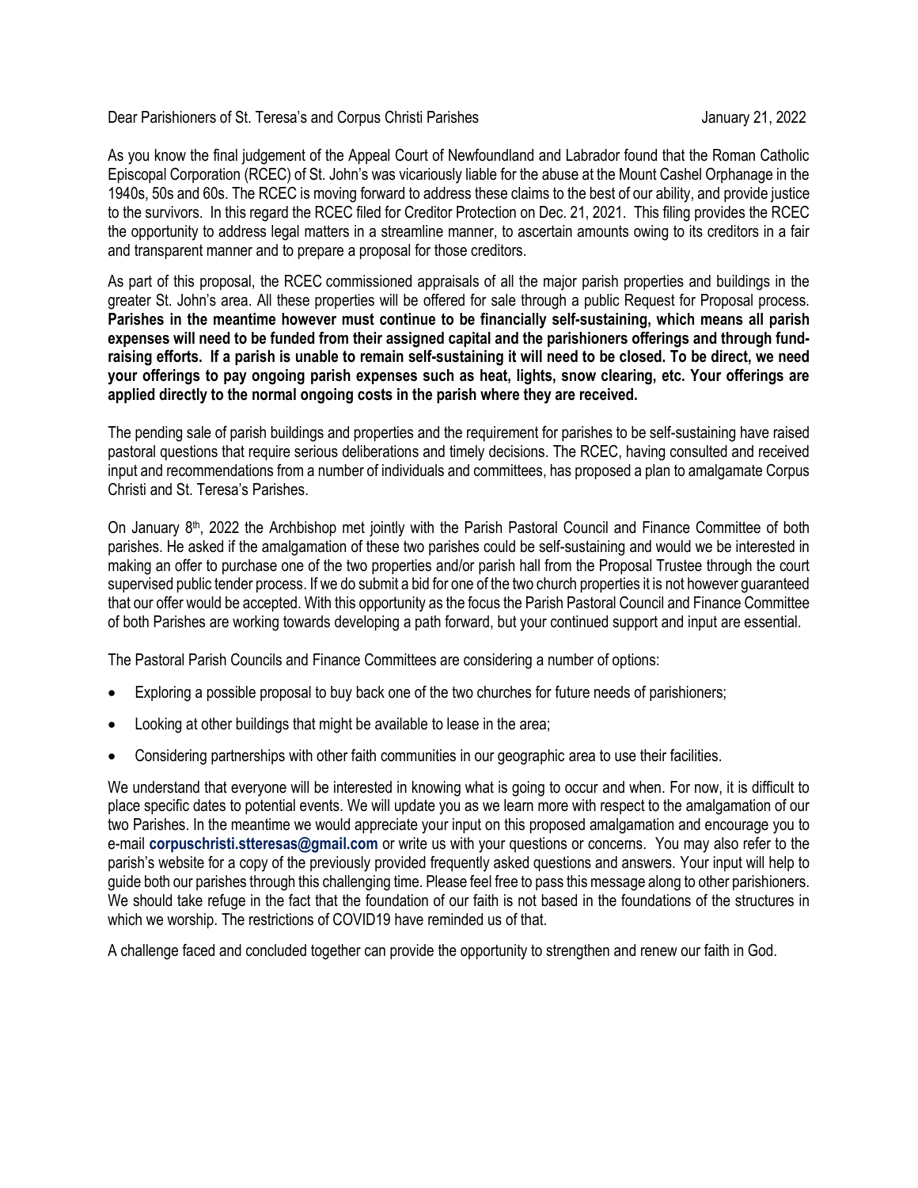Dear Parishioners of St. Teresa's and Corpus Christi Parishes January 21, 2022

As you know the final judgement of the Appeal Court of Newfoundland and Labrador found that the Roman Catholic Episcopal Corporation (RCEC) of St. John's was vicariously liable for the abuse at the Mount Cashel Orphanage in the 1940s, 50s and 60s. The RCEC is moving forward to address these claims to the best of our ability, and provide justice to the survivors. In this regard the RCEC filed for Creditor Protection on Dec. 21, 2021. This filing provides the RCEC the opportunity to address legal matters in a streamline manner, to ascertain amounts owing to its creditors in a fair and transparent manner and to prepare a proposal for those creditors.

As part of this proposal, the RCEC commissioned appraisals of all the major parish properties and buildings in the greater St. John's area. All these properties will be offered for sale through a public Request for Proposal process. **Parishes in the meantime however must continue to be financially self-sustaining, which means all parish expenses will need to be funded from their assigned capital and the parishioners offerings and through fund-raising efforts. If a parish is unable to remain self-sustaining it will need to be closed. To be direct, we need your offerings to pay ongoing parish expenses such as heat, lights, snow clearing, etc. Your offerings are applied directly to the normal ongoing costs in the parish where they are received.**

The pending sale of parish buildings and properties and the requirement for parishes to be self-sustaining have raised pastoral questions that require serious deliberations and timely decisions. The RCEC, having consulted and received input and recommendations from a number of individuals and committees, has proposed a plan to amalgamate Corpus Christi and St. Teresa's Parishes.

On January 8th, 2022 the Archbishop met jointly with the Parish Pastoral Council and Finance Committee of both parishes. He asked if the amalgamation of these two parishes could be self-sustaining and would we be interested in making an offer to purchase one of the two properties and/or parish hall from the Proposal Trustee through the court supervised public tender process. If we do submit a bid for one of the two church properties it is not however guaranteed that our offer would be accepted. With this opportunity as the focus the Parish Pastoral Council and Finance Committee of both Parishes are working towards developing a path forward, but your continued support and input are essential.

The Pastoral Parish Councils and Finance Committees are considering a number of options:

- Exploring a possible proposal to buy back one of the two churches for future needs of parishioners;
- Looking at other buildings that might be available to lease in the area;
- Considering partnerships with other faith communities in our geographic area to use their facilities.

We understand that everyone will be interested in knowing what is going to occur and when. For now, it is difficult to place specific dates to potential events. We will update you as we learn more with respect to the amalgamation of our two Parishes. In the meantime we would appreciate your input on this proposed amalgamation and encourage you to e-mail **corpuschristi.stteresas@gmail.com** or write us with your questions or concerns. You may also refer to the parish's website for a copy of the previously provided frequently asked questions and answers. Your input will help to guide both our parishes through this challenging time. Please feel free to pass this message along to other parishioners. We should take refuge in the fact that the foundation of our faith is not based in the foundations of the structures in which we worship. The restrictions of COVID19 have reminded us of that.

A challenge faced and concluded together can provide the opportunity to strengthen and renew our faith in God.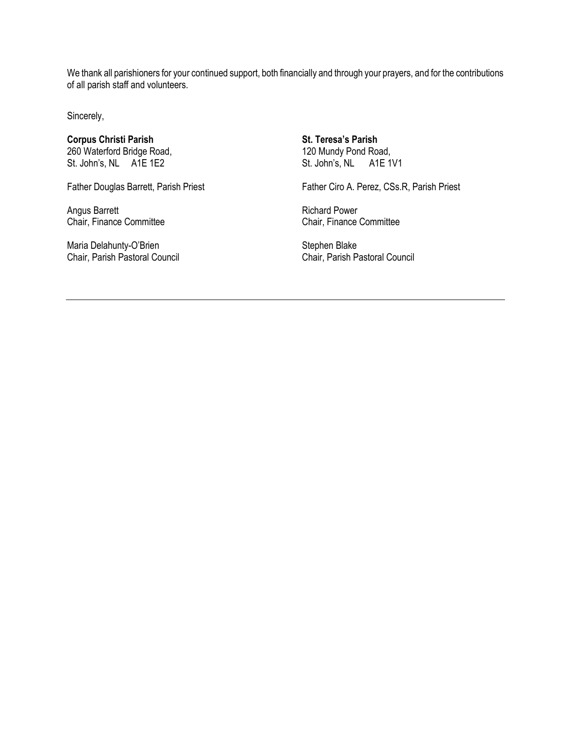We thank all parishioners for your continued support, both financially and through your prayers, and for the contributions of all parish staff and volunteers.

Sincerely,

**Corpus Christi Parish**
260 Waterford Bridge Road,
St. John's, NL A1E 1E2

Father Douglas Barrett, Parish Priest

Angus Barrett
Chair, Finance Committee

Maria Delahunty-O'Brien
Chair, Parish Pastoral Council

**St. Teresa's Parish**
120 Mundy Pond Road,
St. John's, NL A1E 1V1

Father Ciro A. Perez, CSs.R, Parish Priest

Richard Power
Chair, Finance Committee

Stephen Blake
Chair, Parish Pastoral Council

---